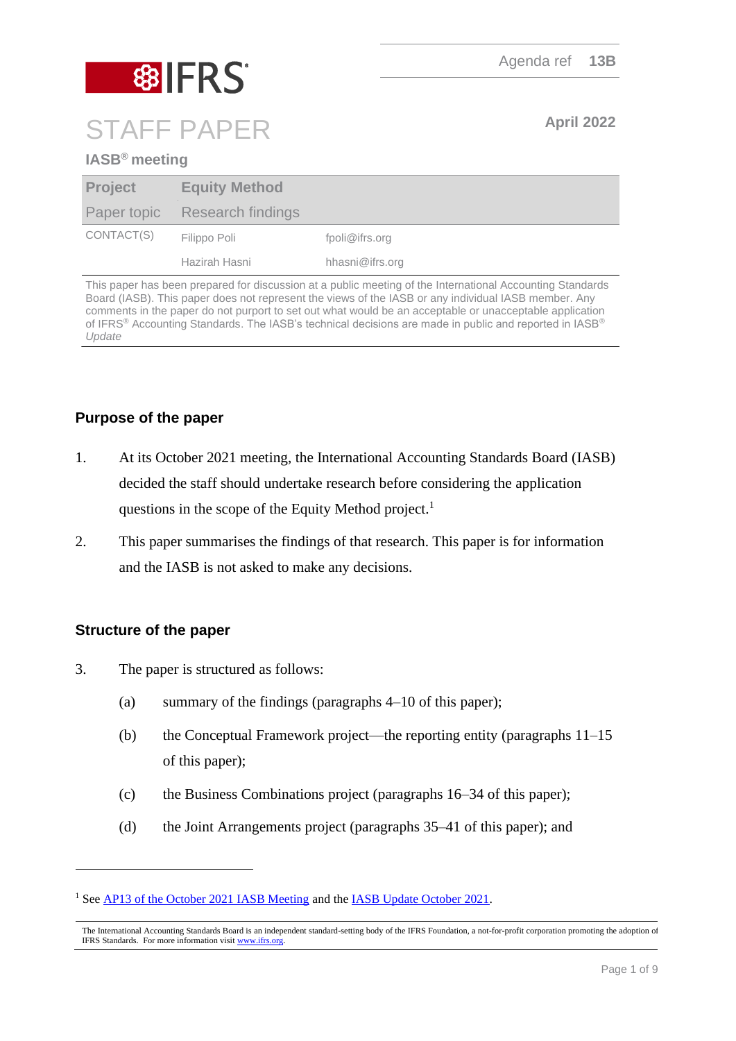Agenda ref 13B

# STAFF PAPER

April 2022

**IASB® meeting**

| | | |
|---|---|---|
| **Project** | **Equity Method** | |
| Paper topic | Research findings | |
| CONTACT(S) | Filippo Poli | fpoli@ifrs.org |
| | Hazirah Hasni | hhasni@ifrs.org |

This paper has been prepared for discussion at a public meeting of the International Accounting Standards Board (IASB). This paper does not represent the views of the IASB or any individual IASB member. Any comments in the paper do not purport to set out what would be an acceptable or unacceptable application of IFRS® Accounting Standards. The IASB's technical decisions are made in public and reported in IASB® *Update*

## Purpose of the paper

1. At its October 2021 meeting, the International Accounting Standards Board (IASB) decided the staff should undertake research before considering the application questions in the scope of the Equity Method project.[1]

2. This paper summarises the findings of that research. This paper is for information and the IASB is not asked to make any decisions.

## Structure of the paper

3. The paper is structured as follows:

   (a) summary of the findings (paragraphs 4–10 of this paper);

   (b) the Conceptual Framework project—the reporting entity (paragraphs 11–15 of this paper);

   (c) the Business Combinations project (paragraphs 16–34 of this paper);

   (d) the Joint Arrangements project (paragraphs 35–41 of this paper); and

---

[1] See AP13 of the October 2021 IASB Meeting and the IASB Update October 2021.

The International Accounting Standards Board is an independent standard-setting body of the IFRS Foundation, a not-for-profit corporation promoting the adoption of IFRS Standards. For more information visit www.ifrs.org.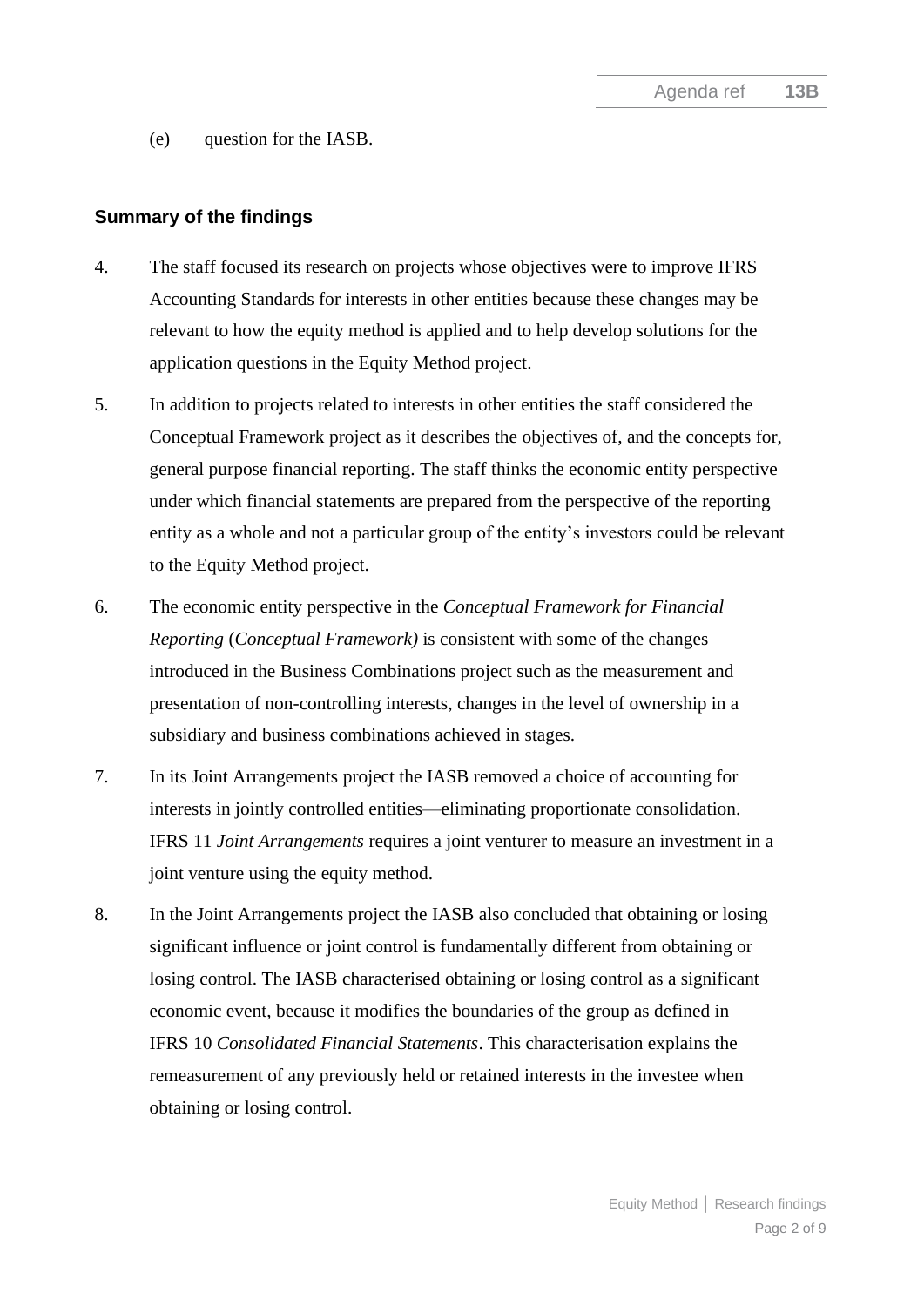(e) question for the IASB.

## Summary of the findings

4. The staff focused its research on projects whose objectives were to improve IFRS Accounting Standards for interests in other entities because these changes may be relevant to how the equity method is applied and to help develop solutions for the application questions in the Equity Method project.

5. In addition to projects related to interests in other entities the staff considered the Conceptual Framework project as it describes the objectives of, and the concepts for, general purpose financial reporting. The staff thinks the economic entity perspective under which financial statements are prepared from the perspective of the reporting entity as a whole and not a particular group of the entity's investors could be relevant to the Equity Method project.

6. The economic entity perspective in the *Conceptual Framework for Financial Reporting* (*Conceptual Framework)* is consistent with some of the changes introduced in the Business Combinations project such as the measurement and presentation of non-controlling interests, changes in the level of ownership in a subsidiary and business combinations achieved in stages.

7. In its Joint Arrangements project the IASB removed a choice of accounting for interests in jointly controlled entities—eliminating proportionate consolidation. IFRS 11 *Joint Arrangements* requires a joint venturer to measure an investment in a joint venture using the equity method.

8. In the Joint Arrangements project the IASB also concluded that obtaining or losing significant influence or joint control is fundamentally different from obtaining or losing control. The IASB characterised obtaining or losing control as a significant economic event, because it modifies the boundaries of the group as defined in IFRS 10 *Consolidated Financial Statements*. This characterisation explains the remeasurement of any previously held or retained interests in the investee when obtaining or losing control.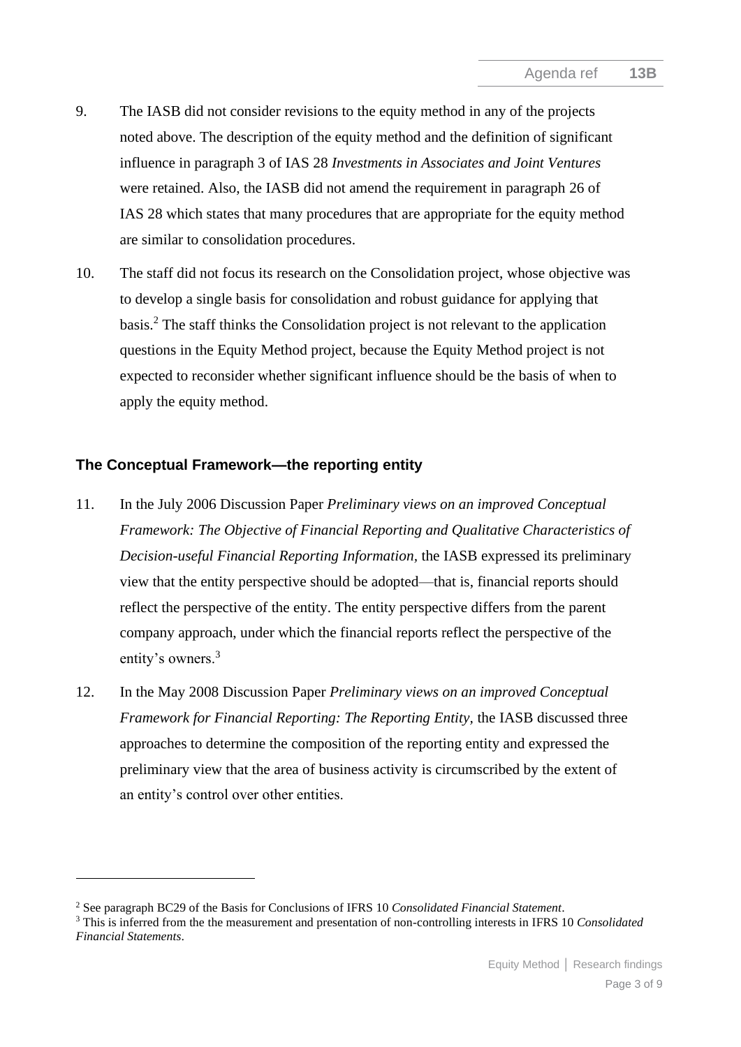9. The IASB did not consider revisions to the equity method in any of the projects noted above. The description of the equity method and the definition of significant influence in paragraph 3 of IAS 28 *Investments in Associates and Joint Ventures* were retained. Also, the IASB did not amend the requirement in paragraph 26 of IAS 28 which states that many procedures that are appropriate for the equity method are similar to consolidation procedures.

10. The staff did not focus its research on the Consolidation project, whose objective was to develop a single basis for consolidation and robust guidance for applying that basis.[2] The staff thinks the Consolidation project is not relevant to the application questions in the Equity Method project, because the Equity Method project is not expected to reconsider whether significant influence should be the basis of when to apply the equity method.

## The Conceptual Framework—the reporting entity

11. In the July 2006 Discussion Paper *Preliminary views on an improved Conceptual Framework: The Objective of Financial Reporting and Qualitative Characteristics of Decision-useful Financial Reporting Information*, the IASB expressed its preliminary view that the entity perspective should be adopted—that is, financial reports should reflect the perspective of the entity. The entity perspective differs from the parent company approach, under which the financial reports reflect the perspective of the entity's owners.[3]

12. In the May 2008 Discussion Paper *Preliminary views on an improved Conceptual Framework for Financial Reporting: The Reporting Entity*, the IASB discussed three approaches to determine the composition of the reporting entity and expressed the preliminary view that the area of business activity is circumscribed by the extent of an entity's control over other entities.

---

[2] See paragraph BC29 of the Basis for Conclusions of IFRS 10 *Consolidated Financial Statement*.

[3] This is inferred from the the measurement and presentation of non-controlling interests in IFRS 10 *Consolidated Financial Statements*.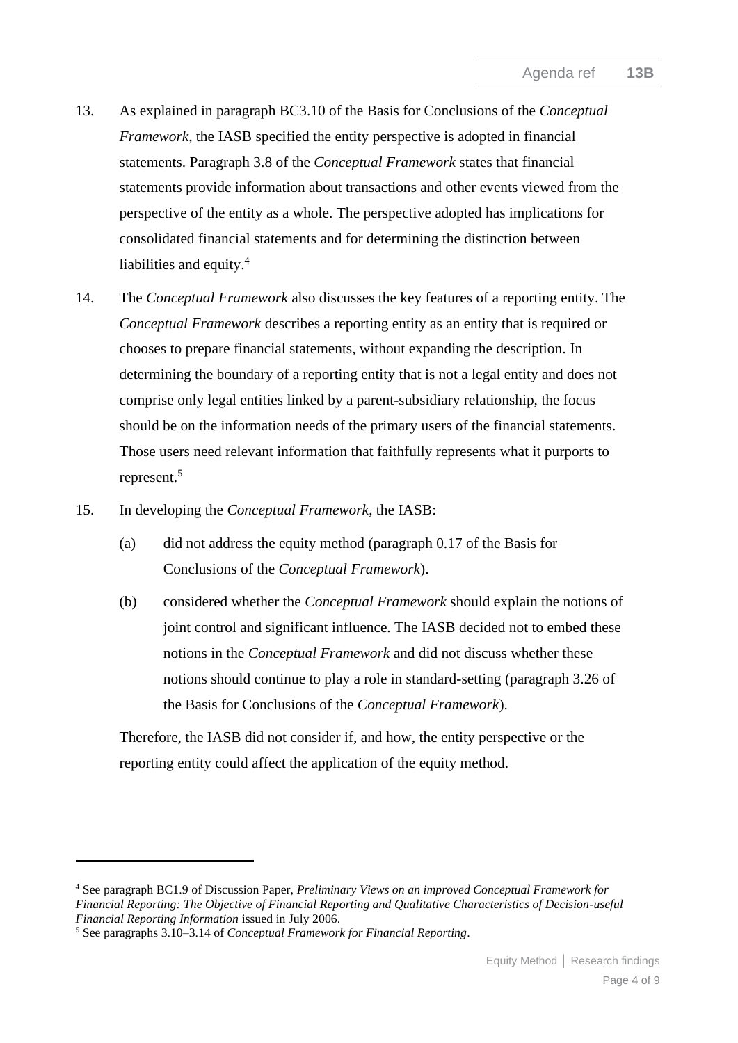13. As explained in paragraph BC3.10 of the Basis for Conclusions of the *Conceptual Framework*, the IASB specified the entity perspective is adopted in financial statements. Paragraph 3.8 of the *Conceptual Framework* states that financial statements provide information about transactions and other events viewed from the perspective of the entity as a whole. The perspective adopted has implications for consolidated financial statements and for determining the distinction between liabilities and equity.[4]

14. The *Conceptual Framework* also discusses the key features of a reporting entity. The *Conceptual Framework* describes a reporting entity as an entity that is required or chooses to prepare financial statements, without expanding the description. In determining the boundary of a reporting entity that is not a legal entity and does not comprise only legal entities linked by a parent-subsidiary relationship, the focus should be on the information needs of the primary users of the financial statements. Those users need relevant information that faithfully represents what it purports to represent.[5]

15. In developing the *Conceptual Framework*, the IASB:

    (a) did not address the equity method (paragraph 0.17 of the Basis for Conclusions of the *Conceptual Framework*).

    (b) considered whether the *Conceptual Framework* should explain the notions of joint control and significant influence. The IASB decided not to embed these notions in the *Conceptual Framework* and did not discuss whether these notions should continue to play a role in standard-setting (paragraph 3.26 of the Basis for Conclusions of the *Conceptual Framework*).

    Therefore, the IASB did not consider if, and how, the entity perspective or the reporting entity could affect the application of the equity method.

---

[4] See paragraph BC1.9 of Discussion Paper, *Preliminary Views on an improved Conceptual Framework for Financial Reporting: The Objective of Financial Reporting and Qualitative Characteristics of Decision-useful Financial Reporting Information* issued in July 2006.

[5] See paragraphs 3.10–3.14 of *Conceptual Framework for Financial Reporting*.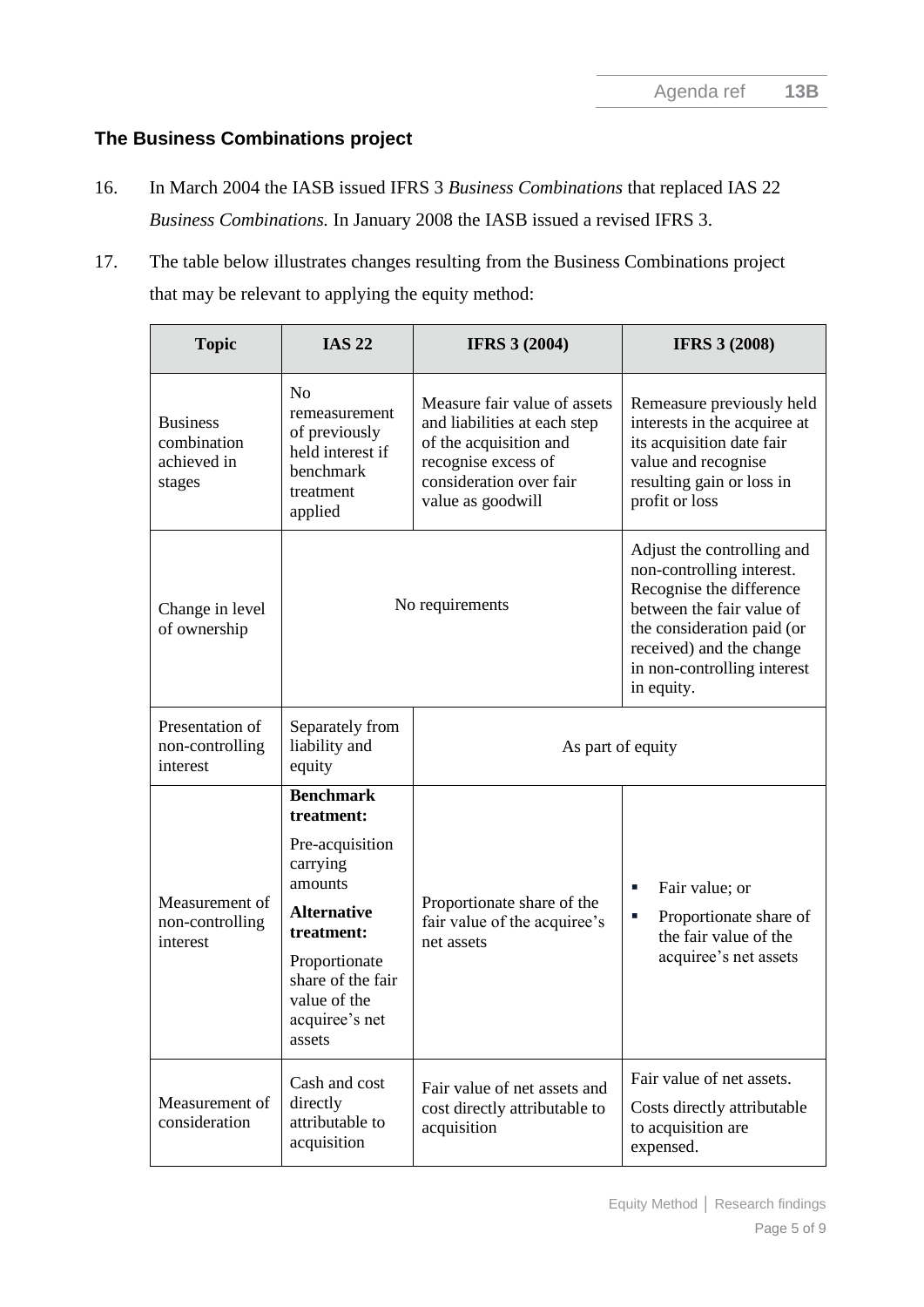## The Business Combinations project

16. In March 2004 the IASB issued IFRS 3 *Business Combinations* that replaced IAS 22 *Business Combinations.* In January 2008 the IASB issued a revised IFRS 3.

17. The table below illustrates changes resulting from the Business Combinations project that may be relevant to applying the equity method:

| Topic | IAS 22 | IFRS 3 (2004) | IFRS 3 (2008) |
|---|---|---|---|
| Business combination achieved in stages | No remeasurement of previously held interest if benchmark treatment applied | Measure fair value of assets and liabilities at each step of the acquisition and recognise excess of consideration over fair value as goodwill | Remeasure previously held interests in the acquiree at its acquisition date fair value and recognise resulting gain or loss in profit or loss |
| Change in level of ownership | No requirements | | Adjust the controlling and non-controlling interest. Recognise the difference between the fair value of the consideration paid (or received) and the change in non-controlling interest in equity. |
| Presentation of non-controlling interest | Separately from liability and equity | As part of equity | |
| Measurement of non-controlling interest | **Benchmark treatment:** Pre-acquisition carrying amounts **Alternative treatment:** Proportionate share of the fair value of the acquiree's net assets | Proportionate share of the fair value of the acquiree's net assets | ▪ Fair value; or ▪ Proportionate share of the fair value of the acquiree's net assets |
| Measurement of consideration | Cash and cost directly attributable to acquisition | Fair value of net assets and cost directly attributable to acquisition | Fair value of net assets. Costs directly attributable to acquisition are expensed. |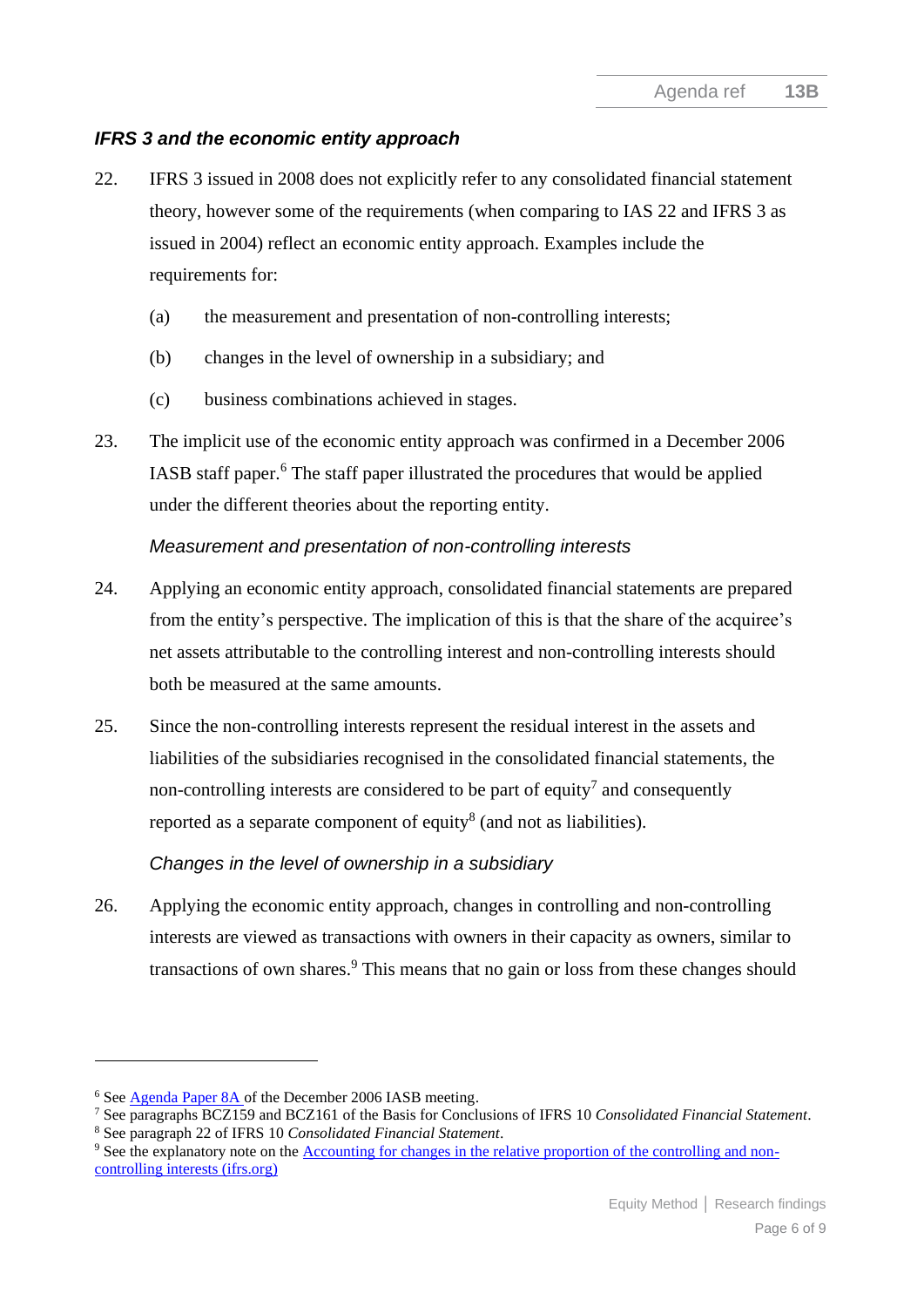### *IFRS 3 and the economic entity approach*

22. IFRS 3 issued in 2008 does not explicitly refer to any consolidated financial statement theory, however some of the requirements (when comparing to IAS 22 and IFRS 3 as issued in 2004) reflect an economic entity approach. Examples include the requirements for:

    (a) the measurement and presentation of non-controlling interests;

    (b) changes in the level of ownership in a subsidiary; and

    (c) business combinations achieved in stages.

23. The implicit use of the economic entity approach was confirmed in a December 2006 IASB staff paper.[6] The staff paper illustrated the procedures that would be applied under the different theories about the reporting entity.

#### *Measurement and presentation of non-controlling interests*

24. Applying an economic entity approach, consolidated financial statements are prepared from the entity's perspective. The implication of this is that the share of the acquiree's net assets attributable to the controlling interest and non-controlling interests should both be measured at the same amounts.

25. Since the non-controlling interests represent the residual interest in the assets and liabilities of the subsidiaries recognised in the consolidated financial statements, the non-controlling interests are considered to be part of equity[7] and consequently reported as a separate component of equity[8] (and not as liabilities).

#### *Changes in the level of ownership in a subsidiary*

26. Applying the economic entity approach, changes in controlling and non-controlling interests are viewed as transactions with owners in their capacity as owners, similar to transactions of own shares.[9] This means that no gain or loss from these changes should

---

[6] See Agenda Paper 8A of the December 2006 IASB meeting.

[7] See paragraphs BCZ159 and BCZ161 of the Basis for Conclusions of IFRS 10 *Consolidated Financial Statement*.

[8] See paragraph 22 of IFRS 10 *Consolidated Financial Statement*.

[9] See the explanatory note on the Accounting for changes in the relative proportion of the controlling and non-controlling interests (ifrs.org)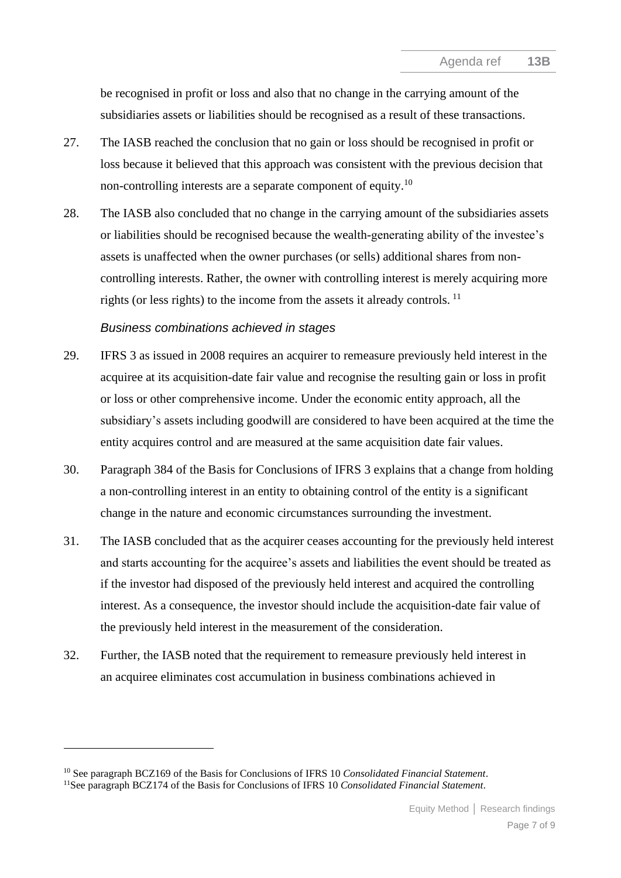be recognised in profit or loss and also that no change in the carrying amount of the subsidiaries assets or liabilities should be recognised as a result of these transactions.

27. The IASB reached the conclusion that no gain or loss should be recognised in profit or loss because it believed that this approach was consistent with the previous decision that non-controlling interests are a separate component of equity.[10]

28. The IASB also concluded that no change in the carrying amount of the subsidiaries assets or liabilities should be recognised because the wealth-generating ability of the investee's assets is unaffected when the owner purchases (or sells) additional shares from non-controlling interests. Rather, the owner with controlling interest is merely acquiring more rights (or less rights) to the income from the assets it already controls.[11]

### *Business combinations achieved in stages*

29. IFRS 3 as issued in 2008 requires an acquirer to remeasure previously held interest in the acquiree at its acquisition-date fair value and recognise the resulting gain or loss in profit or loss or other comprehensive income. Under the economic entity approach, all the subsidiary's assets including goodwill are considered to have been acquired at the time the entity acquires control and are measured at the same acquisition date fair values.

30. Paragraph 384 of the Basis for Conclusions of IFRS 3 explains that a change from holding a non-controlling interest in an entity to obtaining control of the entity is a significant change in the nature and economic circumstances surrounding the investment.

31. The IASB concluded that as the acquirer ceases accounting for the previously held interest and starts accounting for the acquiree's assets and liabilities the event should be treated as if the investor had disposed of the previously held interest and acquired the controlling interest. As a consequence, the investor should include the acquisition-date fair value of the previously held interest in the measurement of the consideration.

32. Further, the IASB noted that the requirement to remeasure previously held interest in an acquiree eliminates cost accumulation in business combinations achieved in

---

[10] See paragraph BCZ169 of the Basis for Conclusions of IFRS 10 *Consolidated Financial Statement*.

[11] See paragraph BCZ174 of the Basis for Conclusions of IFRS 10 *Consolidated Financial Statement*.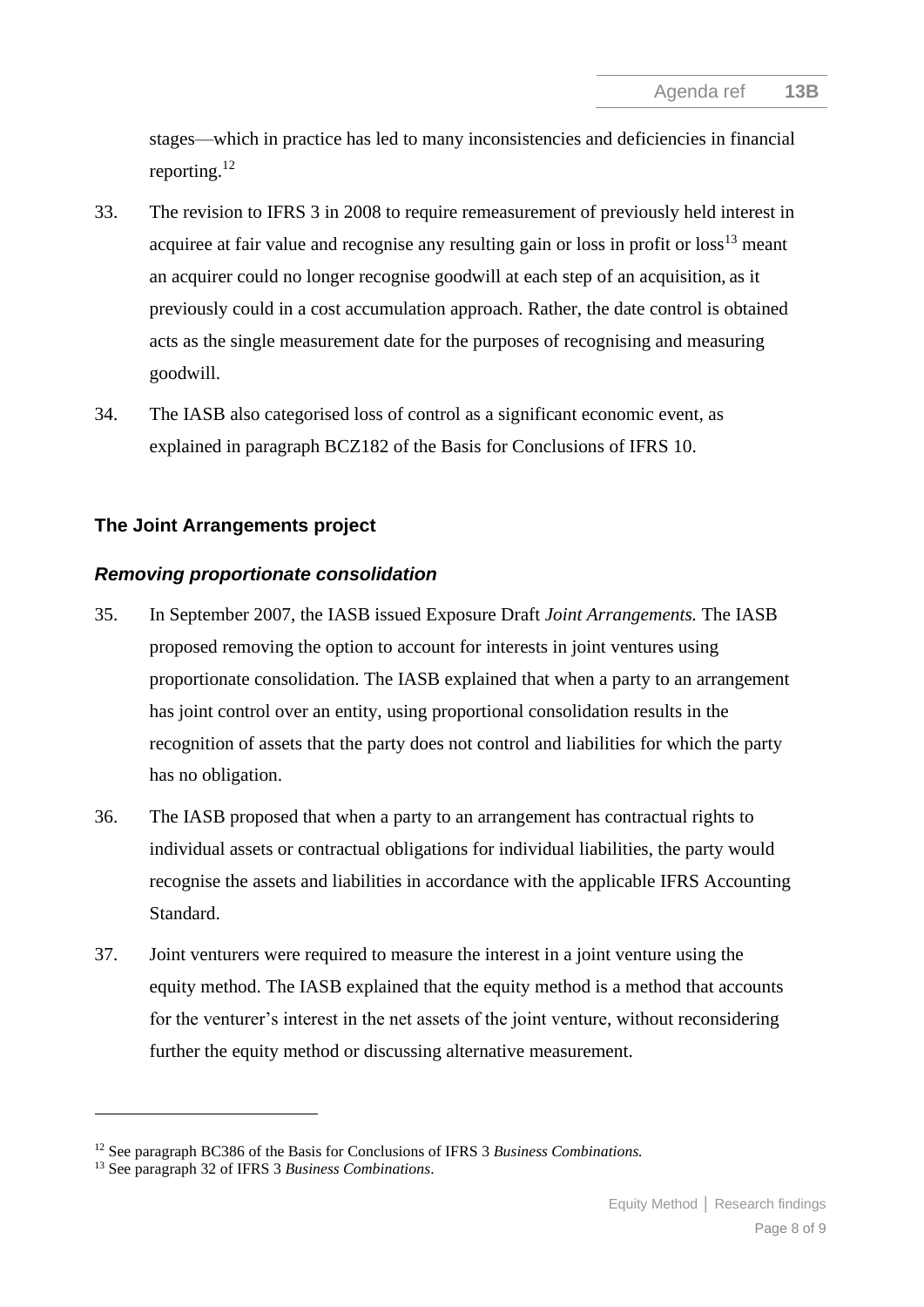stages—which in practice has led to many inconsistencies and deficiencies in financial reporting.[12]

33. The revision to IFRS 3 in 2008 to require remeasurement of previously held interest in acquiree at fair value and recognise any resulting gain or loss in profit or loss[13] meant an acquirer could no longer recognise goodwill at each step of an acquisition, as it previously could in a cost accumulation approach. Rather, the date control is obtained acts as the single measurement date for the purposes of recognising and measuring goodwill.

34. The IASB also categorised loss of control as a significant economic event, as explained in paragraph BCZ182 of the Basis for Conclusions of IFRS 10.

## The Joint Arrangements project

### *Removing proportionate consolidation*

35. In September 2007, the IASB issued Exposure Draft *Joint Arrangements.* The IASB proposed removing the option to account for interests in joint ventures using proportionate consolidation. The IASB explained that when a party to an arrangement has joint control over an entity, using proportional consolidation results in the recognition of assets that the party does not control and liabilities for which the party has no obligation.

36. The IASB proposed that when a party to an arrangement has contractual rights to individual assets or contractual obligations for individual liabilities, the party would recognise the assets and liabilities in accordance with the applicable IFRS Accounting Standard.

37. Joint venturers were required to measure the interest in a joint venture using the equity method. The IASB explained that the equity method is a method that accounts for the venturer's interest in the net assets of the joint venture, without reconsidering further the equity method or discussing alternative measurement.

---

[12] See paragraph BC386 of the Basis for Conclusions of IFRS 3 *Business Combinations.*

[13] See paragraph 32 of IFRS 3 *Business Combinations*.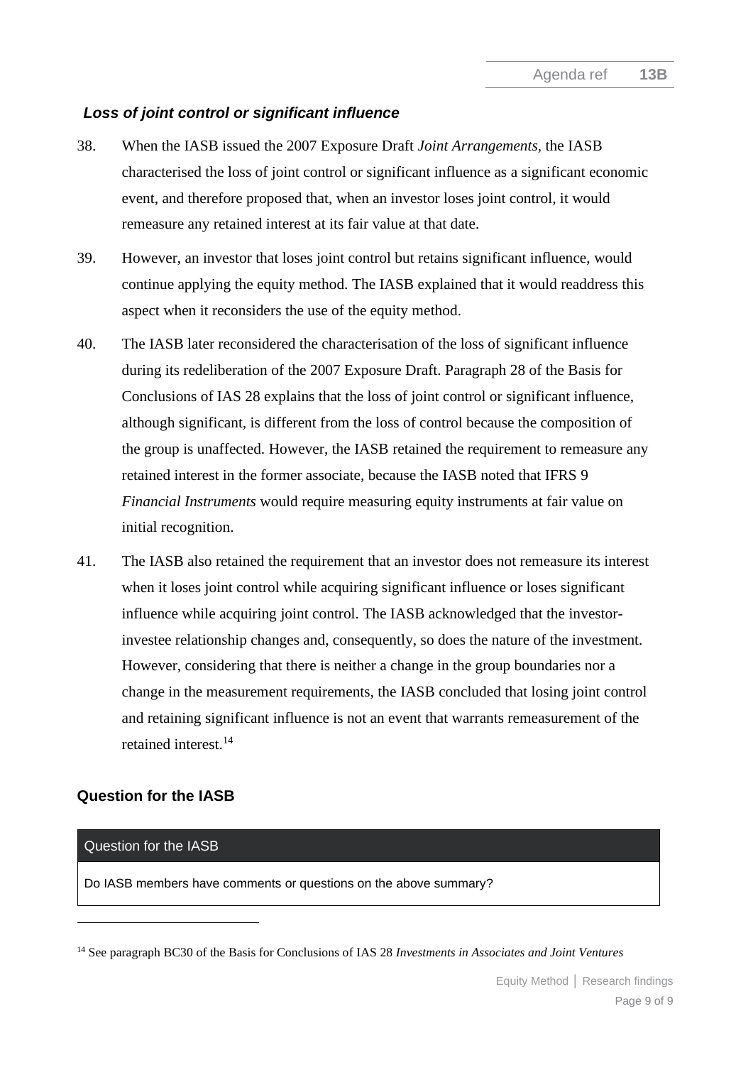### *Loss of joint control or significant influence*

38. When the IASB issued the 2007 Exposure Draft *Joint Arrangements*, the IASB characterised the loss of joint control or significant influence as a significant economic event, and therefore proposed that, when an investor loses joint control, it would remeasure any retained interest at its fair value at that date.

39. However, an investor that loses joint control but retains significant influence, would continue applying the equity method. The IASB explained that it would readdress this aspect when it reconsiders the use of the equity method.

40. The IASB later reconsidered the characterisation of the loss of significant influence during its redeliberation of the 2007 Exposure Draft. Paragraph 28 of the Basis for Conclusions of IAS 28 explains that the loss of joint control or significant influence, although significant, is different from the loss of control because the composition of the group is unaffected. However, the IASB retained the requirement to remeasure any retained interest in the former associate, because the IASB noted that IFRS 9 *Financial Instruments* would require measuring equity instruments at fair value on initial recognition.

41. The IASB also retained the requirement that an investor does not remeasure its interest when it loses joint control while acquiring significant influence or loses significant influence while acquiring joint control. The IASB acknowledged that the investor-investee relationship changes and, consequently, so does the nature of the investment. However, considering that there is neither a change in the group boundaries nor a change in the measurement requirements, the IASB concluded that losing joint control and retaining significant influence is not an event that warrants remeasurement of the retained interest.[14]

## Question for the IASB

| Question for the IASB |
|---|
| Do IASB members have comments or questions on the above summary? |

[14] See paragraph BC30 of the Basis for Conclusions of IAS 28 *Investments in Associates and Joint Ventures*